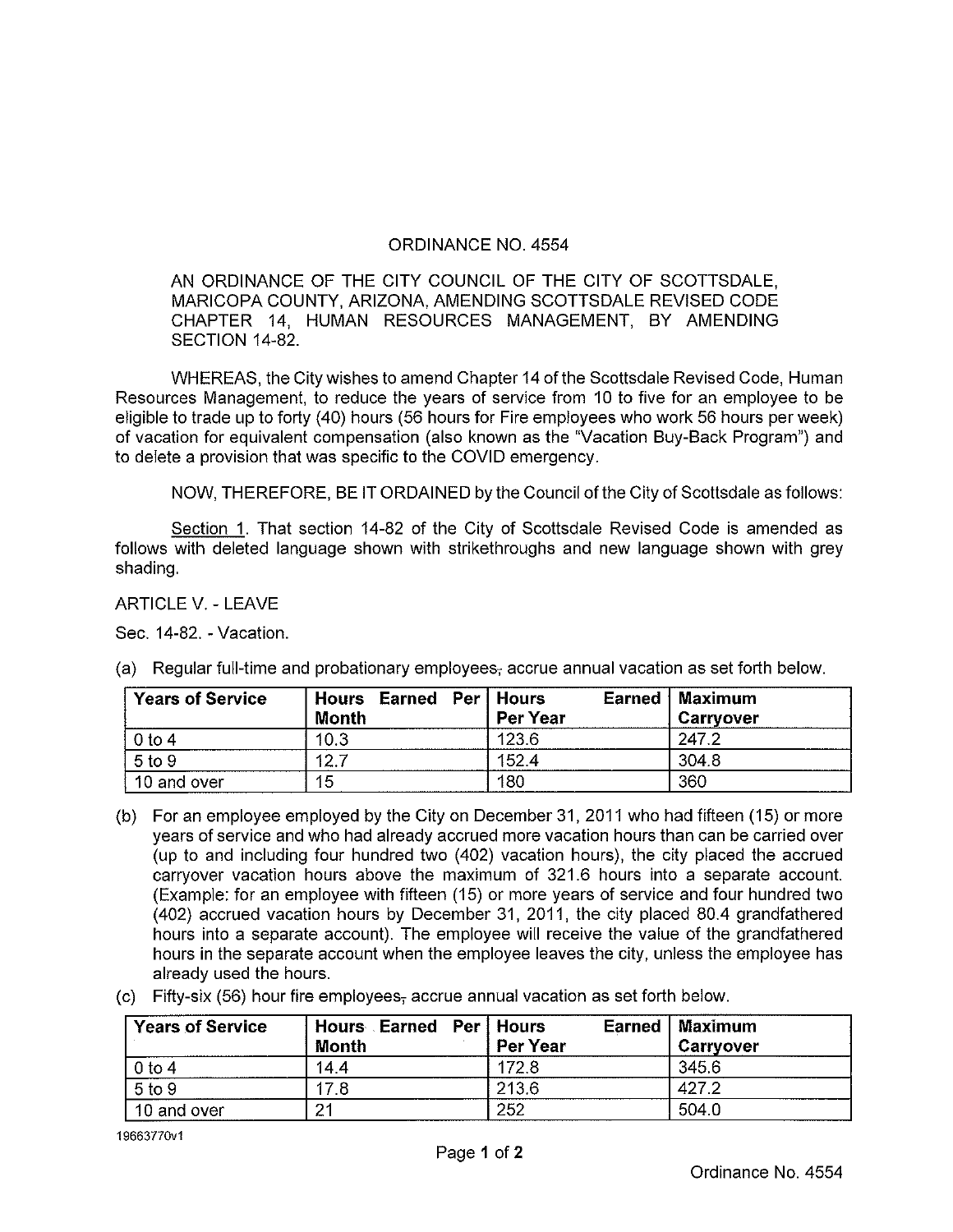ORDINANCE NO. 4554

AN ORDINANCE OF THE CITY COUNCIL OF THE CITY OF SCOTTSDALE, MARICOPA COUNTY, ARIZONA, AMENDING SCOTTSDALE REVISED CODE CHAPTER 14, HUMAN RESOURCES MANAGEMENT, BY AMENDING SECTION 14-82.

WHEREAS, the City wishes to amend Chapter 14 of the Scottsdale Revised Code, Human Resources Management, to reduce the years of service from 10 to five for an employee to be eligible to trade up to forty (40) hours (56 hours for Fire employees who work 56 hours per week) of vacation for equivalent compensation (also known as the "Vacation Buy-Back Program") and to delete a provision that was specific to the COVID emergency.

NOW, THEREFORE, BE IT ORDAINED by the Council of the City of Scottsdale as follows:

Section 1. That section 14-82 of the City of Scottsdale Revised Code is amended as follows with deleted language shown with strikethroughs and new language shown with grey shading.

ARTICLE V. - LEAVE

Sec. 14-82. - Vacation.

(a) Regular full-time and probationary employees~~,~~ accrue annual vacation as set forth below.

| Years of Service | Hours Earned Per Month | Hours Earned Per Year | Maximum Carryover |
|---|---|---|---|
| 0 to 4 | 10.3 | 123.6 | 247.2 |
| 5 to 9 | 12.7 | 152.4 | 304.8 |
| 10 and over | 15 | 180 | 360 |

(b) For an employee employed by the City on December 31, 2011 who had fifteen (15) or more years of service and who had already accrued more vacation hours than can be carried over (up to and including four hundred two (402) vacation hours), the city placed the accrued carryover vacation hours above the maximum of 321.6 hours into a separate account. (Example: for an employee with fifteen (15) or more years of service and four hundred two (402) accrued vacation hours by December 31, 2011, the city placed 80.4 grandfathered hours into a separate account). The employee will receive the value of the grandfathered hours in the separate account when the employee leaves the city, unless the employee has already used the hours.

(c) Fifty-six (56) hour fire employees~~,~~ accrue annual vacation as set forth below.

| Years of Service | Hours Earned Per Month | Hours Earned Per Year | Maximum Carryover |
|---|---|---|---|
| 0 to 4 | 14.4 | 172.8 | 345.6 |
| 5 to 9 | 17.8 | 213.6 | 427.2 |
| 10 and over | 21 | 252 | 504.0 |

19663770v1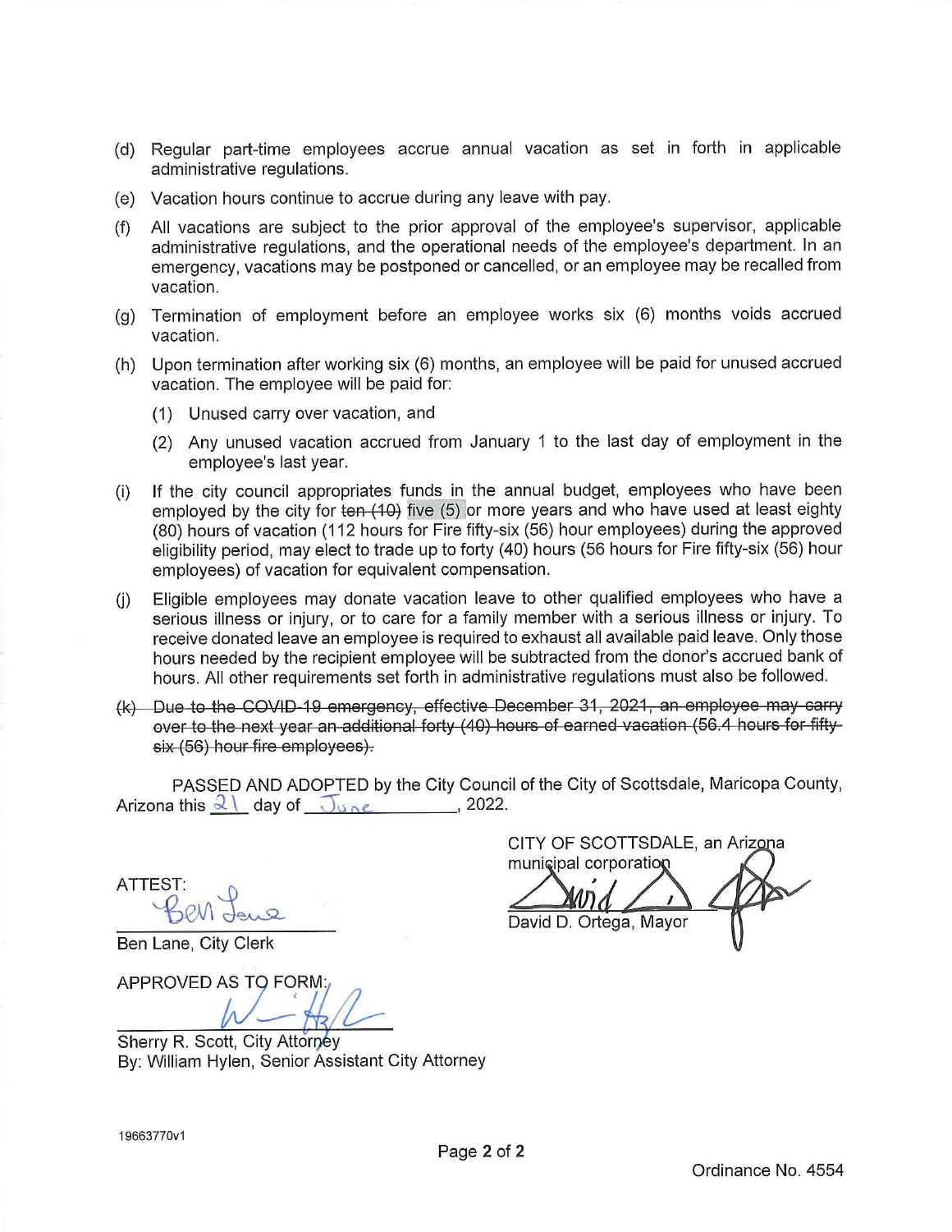(d) Regular part-time employees accrue annual vacation as set in forth in applicable administrative regulations.

(e) Vacation hours continue to accrue during any leave with pay.

(f) All vacations are subject to the prior approval of the employee's supervisor, applicable administrative regulations, and the operational needs of the employee's department. In an emergency, vacations may be postponed or cancelled, or an employee may be recalled from vacation.

(g) Termination of employment before an employee works six (6) months voids accrued vacation.

(h) Upon termination after working six (6) months, an employee will be paid for unused accrued vacation. The employee will be paid for:

   (1) Unused carry over vacation, and

   (2) Any unused vacation accrued from January 1 to the last day of employment in the employee's last year.

(i) If the city council appropriates funds in the annual budget, employees who have been employed by the city for ~~ten (10)~~ five (5) or more years and who have used at least eighty (80) hours of vacation (112 hours for Fire fifty-six (56) hour employees) during the approved eligibility period, may elect to trade up to forty (40) hours (56 hours for Fire fifty-six (56) hour employees) of vacation for equivalent compensation.

(j) Eligible employees may donate vacation leave to other qualified employees who have a serious illness or injury, or to care for a family member with a serious illness or injury. To receive donated leave an employee is required to exhaust all available paid leave. Only those hours needed by the recipient employee will be subtracted from the donor's accrued bank of hours. All other requirements set forth in administrative regulations must also be followed.

~~(k) Due to the COVID-19 emergency, effective December 31, 2021, an employee may carry over to the next year an additional forty (40) hours of earned vacation (56.4 hours for fifty-six (56) hour fire employees).~~

PASSED AND ADOPTED by the City Council of the City of Scottsdale, Maricopa County, Arizona this 21 day of June, 2022.

CITY OF SCOTTSDALE, an Arizona municipal corporation

David D. Ortega, Mayor

ATTEST:

Ben Lane, City Clerk

APPROVED AS TO FORM:

Sherry R. Scott, City Attorney
By: William Hylen, Senior Assistant City Attorney

19663770v1

Ordinance No. 4554